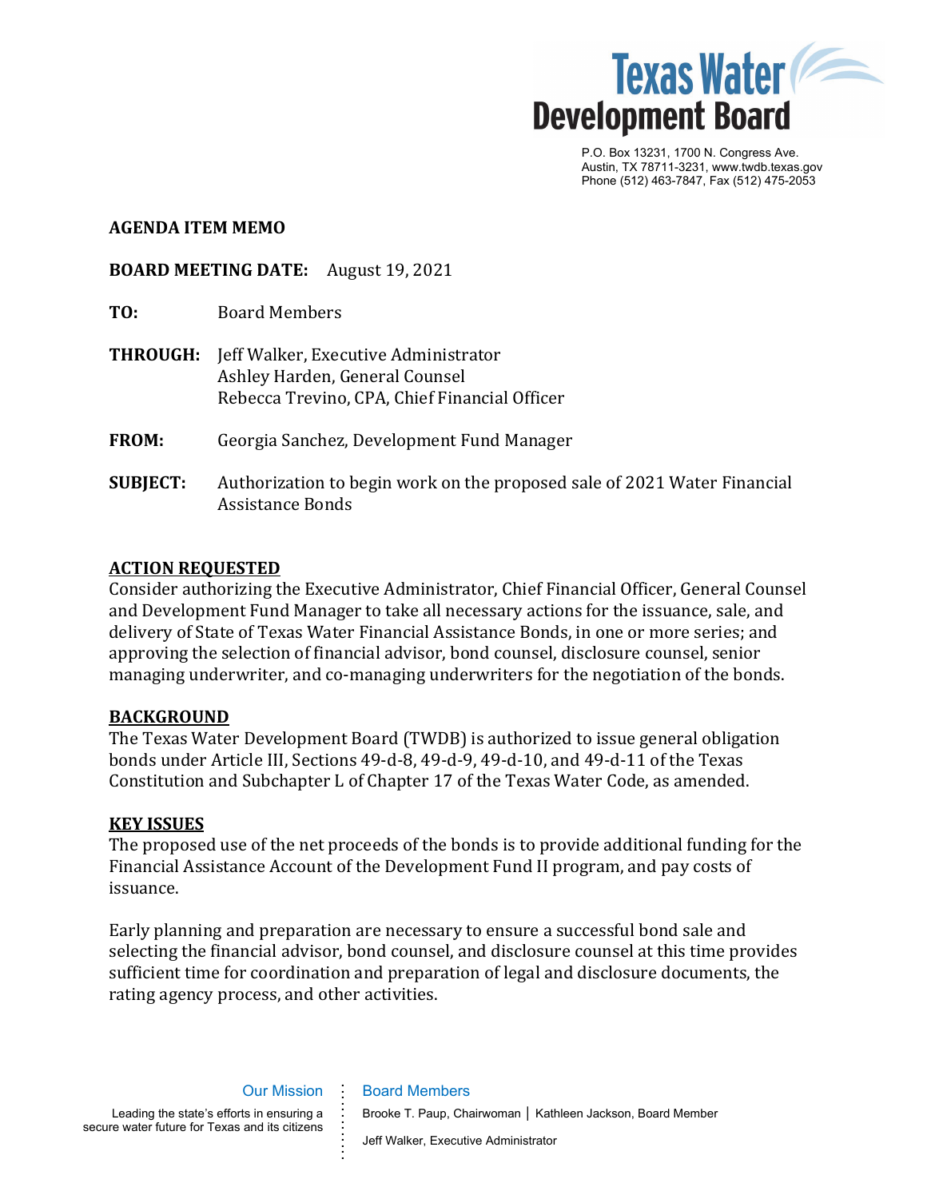**Texas Water Development Board**

P.O. Box 13231, 1700 N. Congress Ave.
Austin, TX 78711-3231, www.twdb.texas.gov
Phone (512) 463-7847, Fax (512) 475-2053

**AGENDA ITEM MEMO**

**BOARD MEETING DATE:** August 19, 2021

**TO:** Board Members

**THROUGH:** Jeff Walker, Executive Administrator
Ashley Harden, General Counsel
Rebecca Trevino, CPA, Chief Financial Officer

**FROM:** Georgia Sanchez, Development Fund Manager

**SUBJECT:** Authorization to begin work on the proposed sale of 2021 Water Financial Assistance Bonds

## ACTION REQUESTED

Consider authorizing the Executive Administrator, Chief Financial Officer, General Counsel and Development Fund Manager to take all necessary actions for the issuance, sale, and delivery of State of Texas Water Financial Assistance Bonds, in one or more series; and approving the selection of financial advisor, bond counsel, disclosure counsel, senior managing underwriter, and co-managing underwriters for the negotiation of the bonds.

## BACKGROUND

The Texas Water Development Board (TWDB) is authorized to issue general obligation bonds under Article III, Sections 49-d-8, 49-d-9, 49-d-10, and 49-d-11 of the Texas Constitution and Subchapter L of Chapter 17 of the Texas Water Code, as amended.

## KEY ISSUES

The proposed use of the net proceeds of the bonds is to provide additional funding for the Financial Assistance Account of the Development Fund II program, and pay costs of issuance.

Early planning and preparation are necessary to ensure a successful bond sale and selecting the financial advisor, bond counsel, and disclosure counsel at this time provides sufficient time for coordination and preparation of legal and disclosure documents, the rating agency process, and other activities.

Our Mission

Leading the state's efforts in ensuring a secure water future for Texas and its citizens

Board Members

Brooke T. Paup, Chairwoman | Kathleen Jackson, Board Member

Jeff Walker, Executive Administrator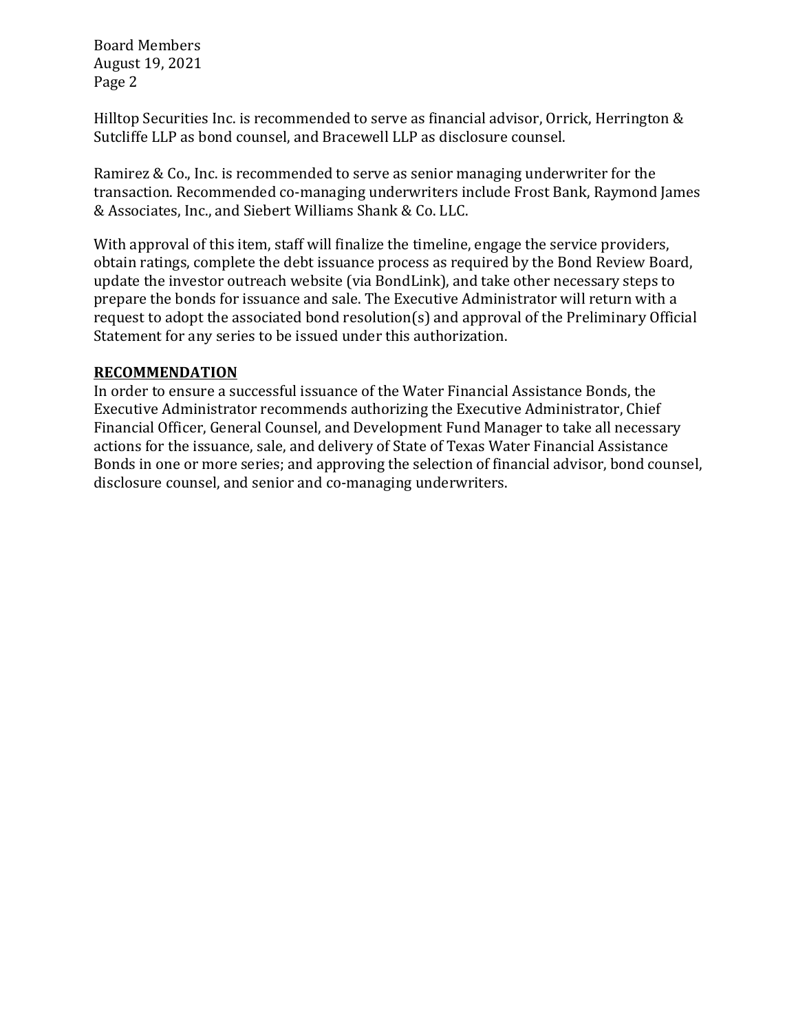Hilltop Securities Inc. is recommended to serve as financial advisor, Orrick, Herrington & Sutcliffe LLP as bond counsel, and Bracewell LLP as disclosure counsel.

Ramirez & Co., Inc. is recommended to serve as senior managing underwriter for the transaction. Recommended co-managing underwriters include Frost Bank, Raymond James & Associates, Inc., and Siebert Williams Shank & Co. LLC.

With approval of this item, staff will finalize the timeline, engage the service providers, obtain ratings, complete the debt issuance process as required by the Bond Review Board, update the investor outreach website (via BondLink), and take other necessary steps to prepare the bonds for issuance and sale. The Executive Administrator will return with a request to adopt the associated bond resolution(s) and approval of the Preliminary Official Statement for any series to be issued under this authorization.

## RECOMMENDATION

In order to ensure a successful issuance of the Water Financial Assistance Bonds, the Executive Administrator recommends authorizing the Executive Administrator, Chief Financial Officer, General Counsel, and Development Fund Manager to take all necessary actions for the issuance, sale, and delivery of State of Texas Water Financial Assistance Bonds in one or more series; and approving the selection of financial advisor, bond counsel, disclosure counsel, and senior and co-managing underwriters.